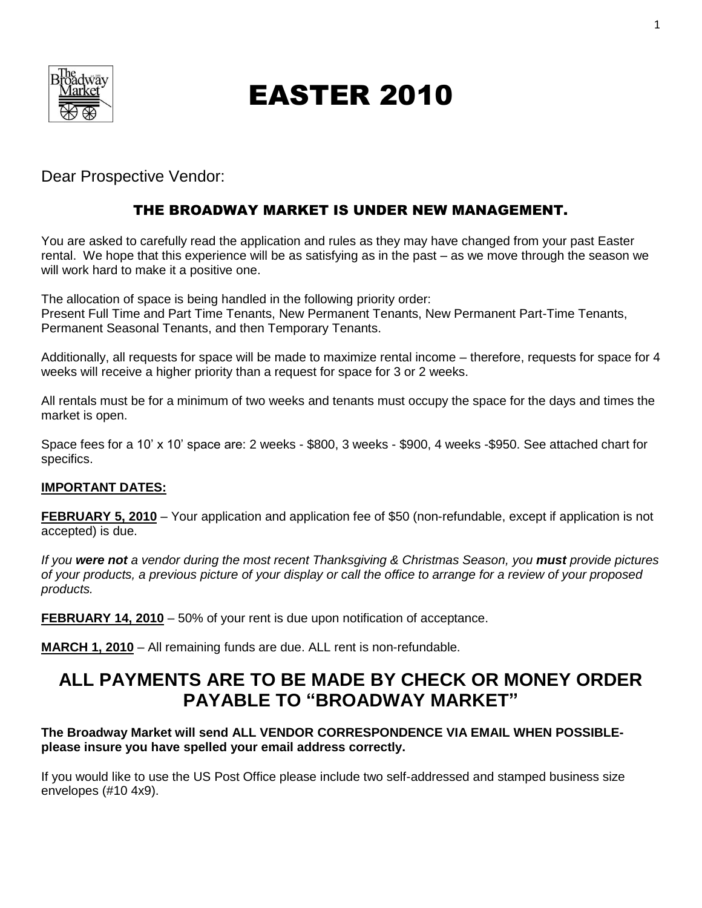# EASTER 2010

Dear Prospective Vendor:

### THE BROADWAY MARKET IS UNDER NEW MANAGEMENT.

You are asked to carefully read the application and rules as they may have changed from your past Easter rental. We hope that this experience will be as satisfying as in the past – as we move through the season we will work hard to make it a positive one.

The allocation of space is being handled in the following priority order:
Present Full Time and Part Time Tenants, New Permanent Tenants, New Permanent Part-Time Tenants, Permanent Seasonal Tenants, and then Temporary Tenants.

Additionally, all requests for space will be made to maximize rental income – therefore, requests for space for 4 weeks will receive a higher priority than a request for space for 3 or 2 weeks.

All rentals must be for a minimum of two weeks and tenants must occupy the space for the days and times the market is open.

Space fees for a 10' x 10' space are: 2 weeks - $800, 3 weeks - $900, 4 weeks -$950. See attached chart for specifics.

**IMPORTANT DATES:**

**FEBRUARY 5, 2010** – Your application and application fee of $50 (non-refundable, except if application is not accepted) is due.

*If you **were not** a vendor during the most recent Thanksgiving & Christmas Season, you **must** provide pictures of your products, a previous picture of your display or call the office to arrange for a review of your proposed products.*

**FEBRUARY 14, 2010** – 50% of your rent is due upon notification of acceptance.

**MARCH 1, 2010** – All remaining funds are due. ALL rent is non-refundable.

## ALL PAYMENTS ARE TO BE MADE BY CHECK OR MONEY ORDER PAYABLE TO "BROADWAY MARKET"

**The Broadway Market will send ALL VENDOR CORRESPONDENCE VIA EMAIL WHEN POSSIBLE- please insure you have spelled your email address correctly.**

If you would like to use the US Post Office please include two self-addressed and stamped business size envelopes (#10 4x9).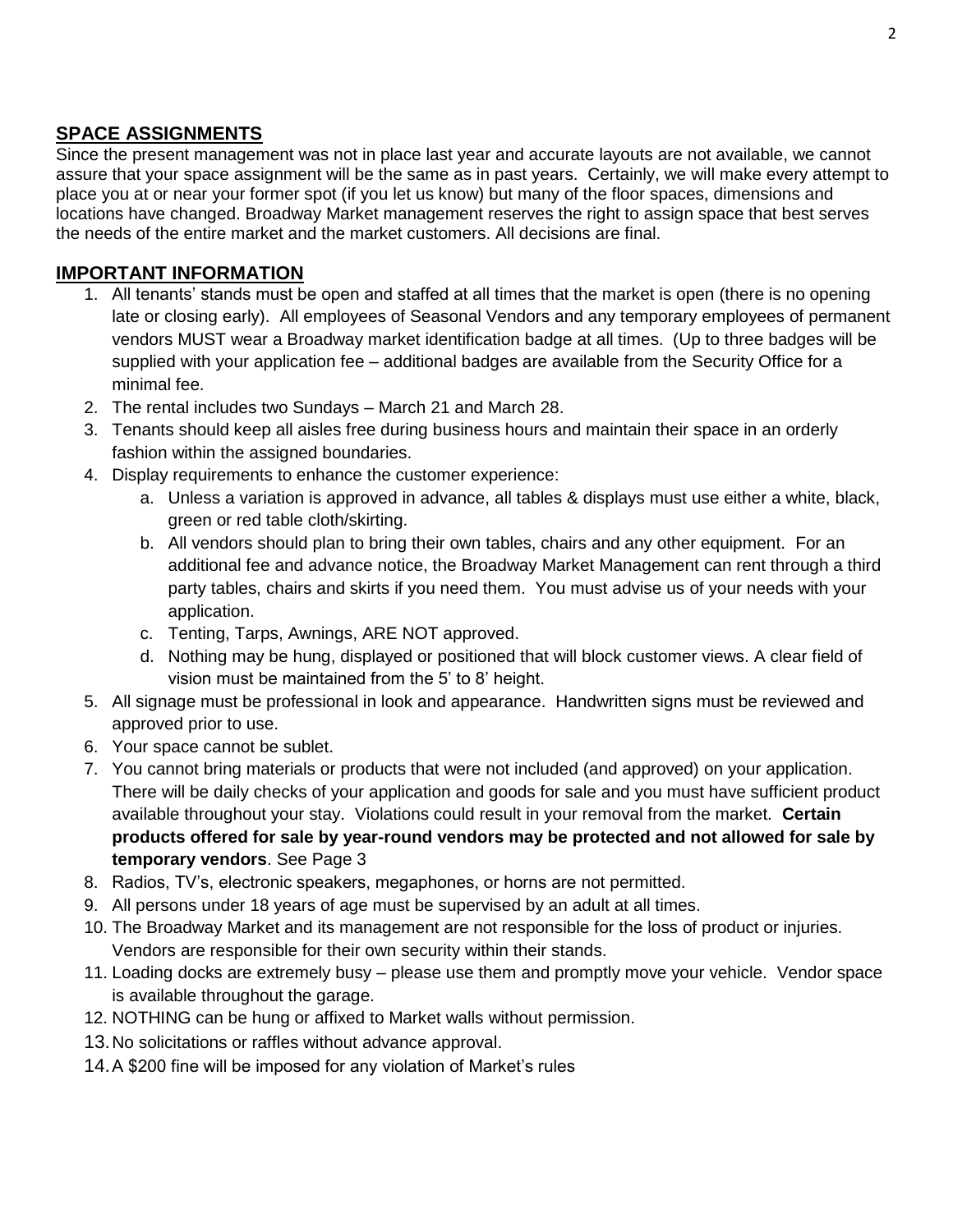## SPACE ASSIGNMENTS

Since the present management was not in place last year and accurate layouts are not available, we cannot assure that your space assignment will be the same as in past years. Certainly, we will make every attempt to place you at or near your former spot (if you let us know) but many of the floor spaces, dimensions and locations have changed. Broadway Market management reserves the right to assign space that best serves the needs of the entire market and the market customers. All decisions are final.

## IMPORTANT INFORMATION

1. All tenants' stands must be open and staffed at all times that the market is open (there is no opening late or closing early). All employees of Seasonal Vendors and any temporary employees of permanent vendors MUST wear a Broadway market identification badge at all times. (Up to three badges will be supplied with your application fee – additional badges are available from the Security Office for a minimal fee.
2. The rental includes two Sundays – March 21 and March 28.
3. Tenants should keep all aisles free during business hours and maintain their space in an orderly fashion within the assigned boundaries.
4. Display requirements to enhance the customer experience:
   a. Unless a variation is approved in advance, all tables & displays must use either a white, black, green or red table cloth/skirting.
   b. All vendors should plan to bring their own tables, chairs and any other equipment. For an additional fee and advance notice, the Broadway Market Management can rent through a third party tables, chairs and skirts if you need them. You must advise us of your needs with your application.
   c. Tenting, Tarps, Awnings, ARE NOT approved.
   d. Nothing may be hung, displayed or positioned that will block customer views. A clear field of vision must be maintained from the 5' to 8' height.
5. All signage must be professional in look and appearance. Handwritten signs must be reviewed and approved prior to use.
6. Your space cannot be sublet.
7. You cannot bring materials or products that were not included (and approved) on your application. There will be daily checks of your application and goods for sale and you must have sufficient product available throughout your stay. Violations could result in your removal from the market. **Certain products offered for sale by year-round vendors may be protected and not allowed for sale by temporary vendors**. See Page 3
8. Radios, TV's, electronic speakers, megaphones, or horns are not permitted.
9. All persons under 18 years of age must be supervised by an adult at all times.
10. The Broadway Market and its management are not responsible for the loss of product or injuries. Vendors are responsible for their own security within their stands.
11. Loading docks are extremely busy – please use them and promptly move your vehicle. Vendor space is available throughout the garage.
12. NOTHING can be hung or affixed to Market walls without permission.
13. No solicitations or raffles without advance approval.
14. A $200 fine will be imposed for any violation of Market's rules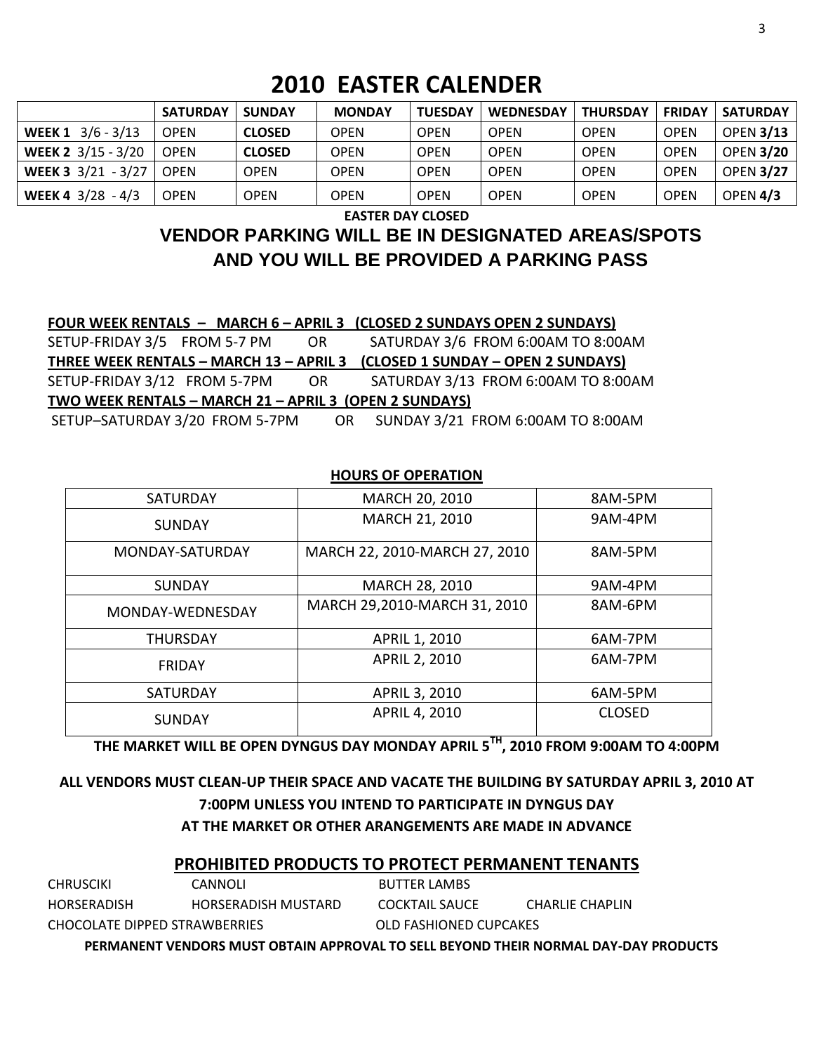# 2010 EASTER CALENDER

| | SATURDAY | SUNDAY | MONDAY | TUESDAY | WEDNESDAY | THURSDAY | FRIDAY | SATURDAY |
|---|---|---|---|---|---|---|---|---|
| **WEEK 1** 3/6 - 3/13 | OPEN | **CLOSED** | OPEN | OPEN | OPEN | OPEN | OPEN | OPEN **3/13** |
| **WEEK 2** 3/15 - 3/20 | OPEN | **CLOSED** | OPEN | OPEN | OPEN | OPEN | OPEN | OPEN **3/20** |
| **WEEK 3** 3/21 - 3/27 | OPEN | OPEN | OPEN | OPEN | OPEN | OPEN | OPEN | OPEN **3/27** |
| **WEEK 4** 3/28 - 4/3 | OPEN | OPEN | OPEN | OPEN | OPEN | OPEN | OPEN | OPEN **4/3** |

**EASTER DAY CLOSED**

## VENDOR PARKING WILL BE IN DESIGNATED AREAS/SPOTS AND YOU WILL BE PROVIDED A PARKING PASS

**FOUR WEEK RENTALS – MARCH 6 – APRIL 3 (CLOSED 2 SUNDAYS OPEN 2 SUNDAYS)**

SETUP-FRIDAY 3/5 FROM 5-7 PM OR SATURDAY 3/6 FROM 6:00AM TO 8:00AM

**THREE WEEK RENTALS – MARCH 13 – APRIL 3 (CLOSED 1 SUNDAY – OPEN 2 SUNDAYS)**

SETUP-FRIDAY 3/12 FROM 5-7PM OR SATURDAY 3/13 FROM 6:00AM TO 8:00AM

**TWO WEEK RENTALS – MARCH 21 – APRIL 3 (OPEN 2 SUNDAYS)**

SETUP–SATURDAY 3/20 FROM 5-7PM OR SUNDAY 3/21 FROM 6:00AM TO 8:00AM

**HOURS OF OPERATION**

| | | |
|---|---|---|
| SATURDAY | MARCH 20, 2010 | 8AM-5PM |
| SUNDAY | MARCH 21, 2010 | 9AM-4PM |
| MONDAY-SATURDAY | MARCH 22, 2010-MARCH 27, 2010 | 8AM-5PM |
| SUNDAY | MARCH 28, 2010 | 9AM-4PM |
| MONDAY-WEDNESDAY | MARCH 29,2010-MARCH 31, 2010 | 8AM-6PM |
| THURSDAY | APRIL 1, 2010 | 6AM-7PM |
| FRIDAY | APRIL 2, 2010 | 6AM-7PM |
| SATURDAY | APRIL 3, 2010 | 6AM-5PM |
| SUNDAY | APRIL 4, 2010 | CLOSED |

**THE MARKET WILL BE OPEN DYNGUS DAY MONDAY APRIL 5TH, 2010 FROM 9:00AM TO 4:00PM**

**ALL VENDORS MUST CLEAN-UP THEIR SPACE AND VACATE THE BUILDING BY SATURDAY APRIL 3, 2010 AT 7:00PM UNLESS YOU INTEND TO PARTICIPATE IN DYNGUS DAY AT THE MARKET OR OTHER ARANGEMENTS ARE MADE IN ADVANCE**

## PROHIBITED PRODUCTS TO PROTECT PERMANENT TENANTS

CHRUSCIKI, CANNOLI, BUTTER LAMBS
HORSERADISH, HORSERADISH MUSTARD, COCKTAIL SAUCE, CHARLIE CHAPLIN
CHOCOLATE DIPPED STRAWBERRIES, OLD FASHIONED CUPCAKES

**PERMANENT VENDORS MUST OBTAIN APPROVAL TO SELL BEYOND THEIR NORMAL DAY-DAY PRODUCTS**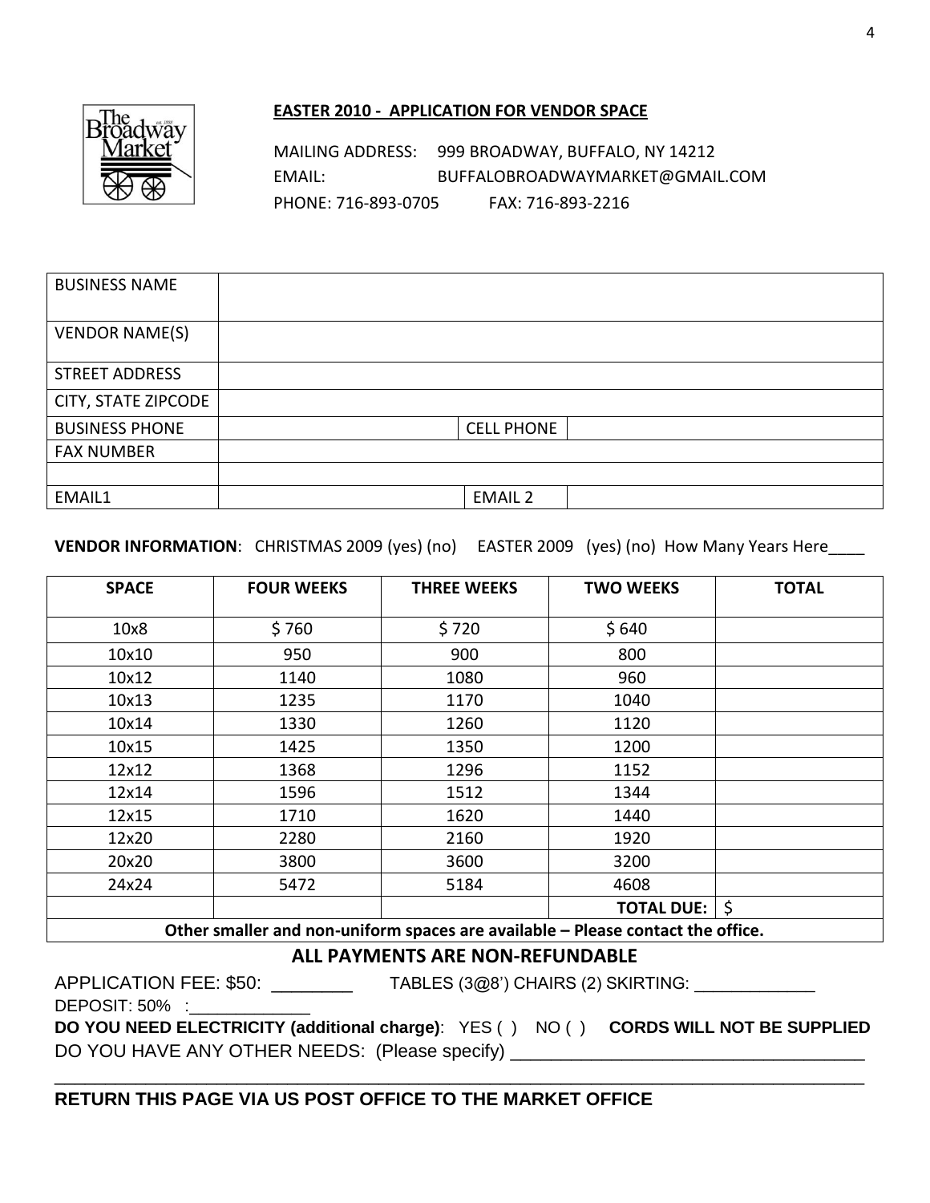**EASTER 2010 - APPLICATION FOR VENDOR SPACE**

MAILING ADDRESS: 999 BROADWAY, BUFFALO, NY 14212
EMAIL: BUFFALOBROADWAYMARKET@GMAIL.COM
PHONE: 716-893-0705 FAX: 716-893-2216

| BUSINESS NAME | | | |
|---|---|---|---|
| VENDOR NAME(S) | | | |
| STREET ADDRESS | | | |
| CITY, STATE ZIPCODE | | | |
| BUSINESS PHONE | | CELL PHONE | |
| FAX NUMBER | | | |
| | | | |
| EMAIL1 | | EMAIL 2 | |

**VENDOR INFORMATION**: CHRISTMAS 2009 (yes) (no) EASTER 2009 (yes) (no) How Many Years Here____

| SPACE | FOUR WEEKS | THREE WEEKS | TWO WEEKS | TOTAL |
|---|---|---|---|---|
| 10x8 | $ 760 | $ 720 | $ 640 | |
| 10x10 | 950 | 900 | 800 | |
| 10x12 | 1140 | 1080 | 960 | |
| 10x13 | 1235 | 1170 | 1040 | |
| 10x14 | 1330 | 1260 | 1120 | |
| 10x15 | 1425 | 1350 | 1200 | |
| 12x12 | 1368 | 1296 | 1152 | |
| 12x14 | 1596 | 1512 | 1344 | |
| 12x15 | 1710 | 1620 | 1440 | |
| 12x20 | 2280 | 2160 | 1920 | |
| 20x20 | 3800 | 3600 | 3200 | |
| 24x24 | 5472 | 5184 | 4608 | |
| | | | **TOTAL DUE:** | $ |
| **Other smaller and non-uniform spaces are available – Please contact the office.** | | | | |

**ALL PAYMENTS ARE NON-REFUNDABLE**

APPLICATION FEE: $50: ________ TABLES (3@8') CHAIRS (2) SKIRTING: ____________

DEPOSIT: 50% :____________

**DO YOU NEED ELECTRICITY (additional charge)**: YES ( ) NO ( ) **CORDS WILL NOT BE SUPPLIED**

DO YOU HAVE ANY OTHER NEEDS: (Please specify) ___________________________________

_____________________________________________________________________________

**RETURN THIS PAGE VIA US POST OFFICE TO THE MARKET OFFICE**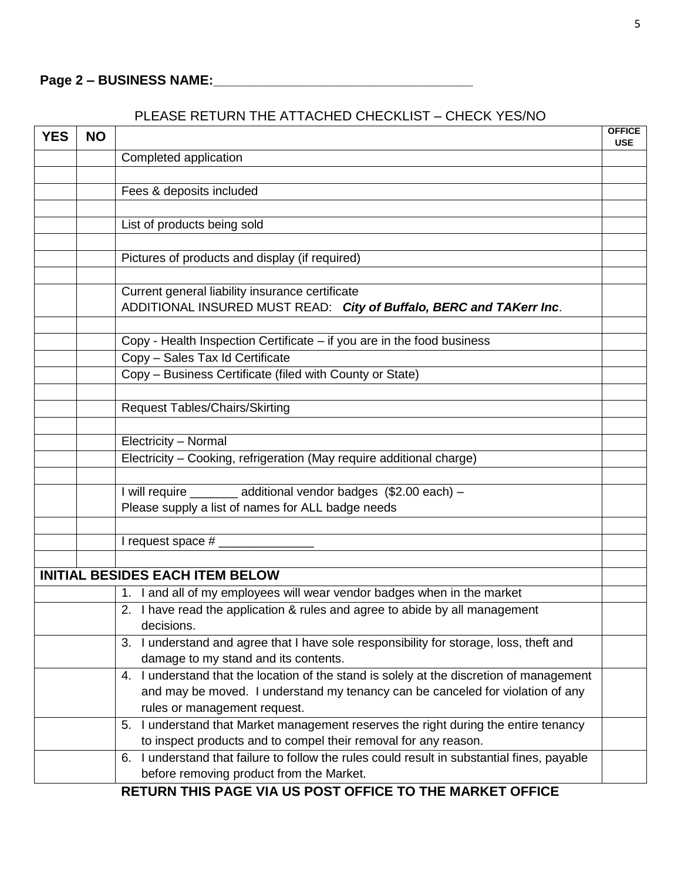**Page 2 – BUSINESS NAME:\_\_\_\_\_\_\_\_\_\_\_\_\_\_\_\_\_\_\_\_\_\_\_\_\_\_\_\_\_\_\_\_\_\_\_\_**

PLEASE RETURN THE ATTACHED CHECKLIST – CHECK YES/NO

| YES | NO | | OFFICE USE |
|---|---|---|---|
| | | Completed application | |
| | | | |
| | | Fees & deposits included | |
| | | | |
| | | List of products being sold | |
| | | | |
| | | Pictures of products and display (if required) | |
| | | | |
| | | Current general liability insurance certificate<br>ADDITIONAL INSURED MUST READ: ***City of Buffalo, BERC and TAKerr Inc***. | |
| | | | |
| | | Copy - Health Inspection Certificate – if you are in the food business | |
| | | Copy – Sales Tax Id Certificate | |
| | | Copy – Business Certificate (filed with County or State) | |
| | | | |
| | | Request Tables/Chairs/Skirting | |
| | | | |
| | | Electricity – Normal | |
| | | Electricity – Cooking, refrigeration (May require additional charge) | |
| | | | |
| | | I will require \_\_\_\_\_\_\_ additional vendor badges ($2.00 each) –<br>Please supply a list of names for ALL badge needs | |
| | | | |
| | | I request space # \_\_\_\_\_\_\_\_\_\_\_\_\_\_ | |
| | | | |
| **INITIAL BESIDES EACH ITEM BELOW** | | | |
| | | 1. I and all of my employees will wear vendor badges when in the market | |
| | | 2. I have read the application & rules and agree to abide by all management decisions. | |
| | | 3. I understand and agree that I have sole responsibility for storage, loss, theft and damage to my stand and its contents. | |
| | | 4. I understand that the location of the stand is solely at the discretion of management and may be moved. I understand my tenancy can be canceled for violation of any rules or management request. | |
| | | 5. I understand that Market management reserves the right during the entire tenancy to inspect products and to compel their removal for any reason. | |
| | | 6. I understand that failure to follow the rules could result in substantial fines, payable before removing product from the Market. | |

**RETURN THIS PAGE VIA US POST OFFICE TO THE MARKET OFFICE**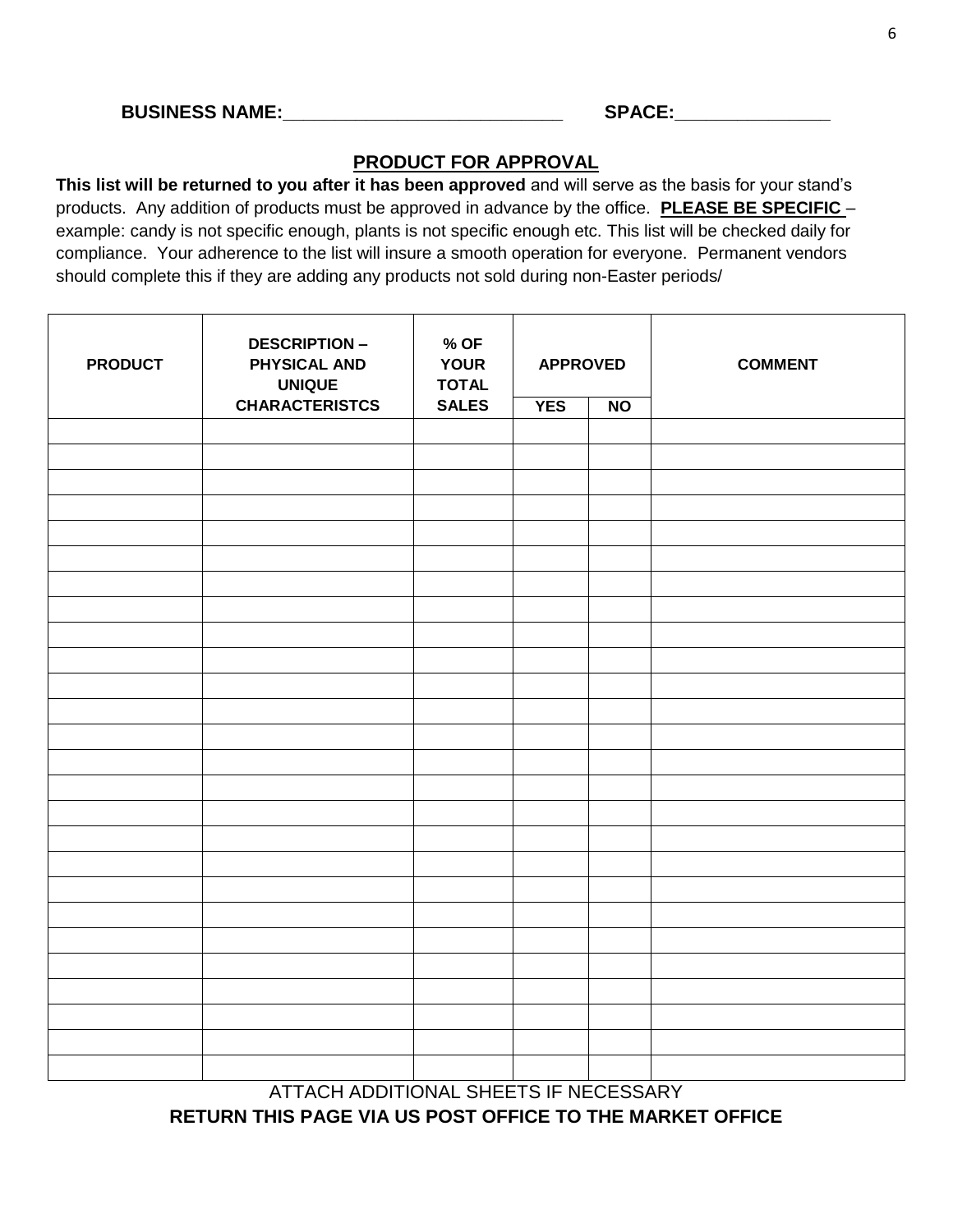**BUSINESS NAME:**\_\_\_\_\_\_\_\_\_\_\_\_\_\_\_\_\_\_\_\_\_\_\_\_\_\_\_\_ **SPACE:**\_\_\_\_\_\_\_\_\_\_\_\_\_\_\_

## PRODUCT FOR APPROVAL

**This list will be returned to you after it has been approved** and will serve as the basis for your stand's products. Any addition of products must be approved in advance by the office. **PLEASE BE SPECIFIC** – example: candy is not specific enough, plants is not specific enough etc. This list will be checked daily for compliance. Your adherence to the list will insure a smooth operation for everyone. Permanent vendors should complete this if they are adding any products not sold during non-Easter periods/

| PRODUCT | DESCRIPTION – PHYSICAL AND UNIQUE CHARACTERISTCS | % OF YOUR TOTAL SALES | APPROVED | | COMMENT |
|---|---|---|---|---|---|
| | | | YES | NO | |
| | | | | | |
| | | | | | |
| | | | | | |
| | | | | | |
| | | | | | |
| | | | | | |
| | | | | | |
| | | | | | |
| | | | | | |
| | | | | | |
| | | | | | |
| | | | | | |
| | | | | | |
| | | | | | |
| | | | | | |
| | | | | | |
| | | | | | |
| | | | | | |
| | | | | | |
| | | | | | |
| | | | | | |
| | | | | | |
| | | | | | |
| | | | | | |
| | | | | | |

ATTACH ADDITIONAL SHEETS IF NECESSARY

**RETURN THIS PAGE VIA US POST OFFICE TO THE MARKET OFFICE**